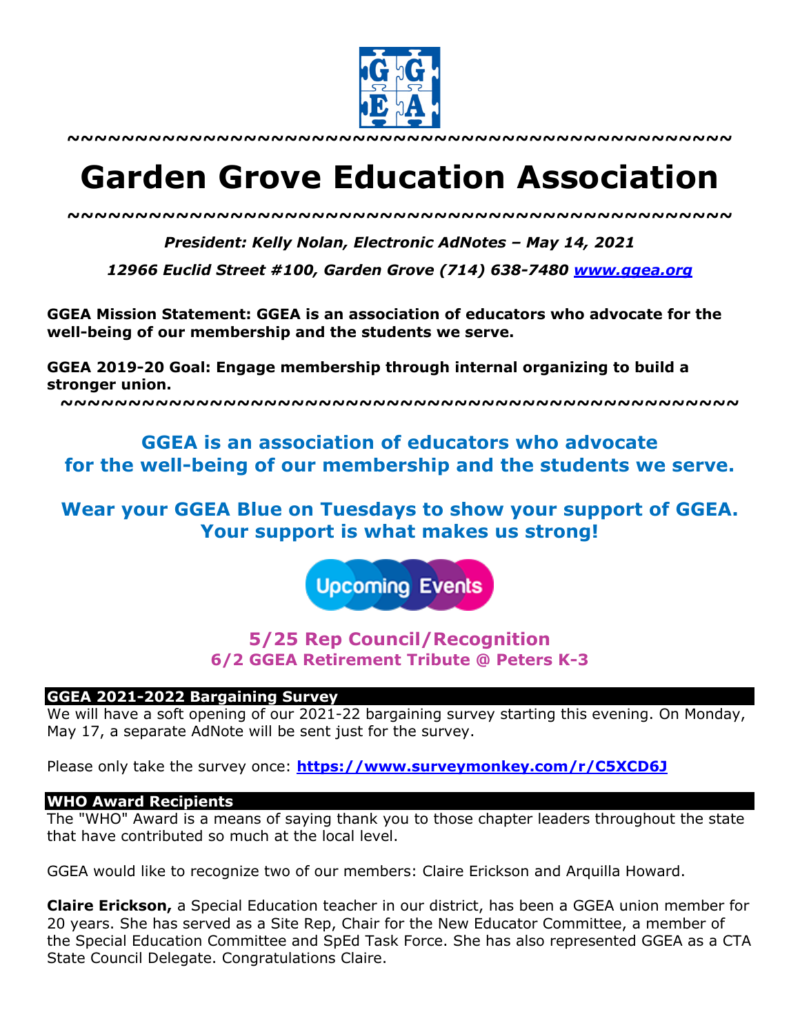~~~~~~~~~~~~~~~~~~~~~~~~~~~~~~~~~~~~~~~~~~~~~~~~~~~

# Garden Grove Education Association

~~~~~~~~~~~~~~~~~~~~~~~~~~~~~~~~~~~~~~~~~~~~~~~~~~~

***President: Kelly Nolan, Electronic AdNotes – May 14, 2021***

***12966 Euclid Street #100, Garden Grove (714) 638-7480 [www.ggea.org](http://www.ggea.org)***

**GGEA Mission Statement: GGEA is an association of educators who advocate for the well-being of our membership and the students we serve.**

**GGEA 2019-20 Goal: Engage membership through internal organizing to build a stronger union.**

~~~~~~~~~~~~~~~~~~~~~~~~~~~~~~~~~~~~~~~~~~~~~~~~~~~

## GGEA is an association of educators who advocate for the well-being of our membership and the students we serve.

## Wear your GGEA Blue on Tuesdays to show your support of GGEA. Your support is what makes us strong!

**Upcoming Events**

### 5/25 Rep Council/Recognition

**6/2 GGEA Retirement Tribute @ Peters K-3**

### GGEA 2021-2022 Bargaining Survey

We will have a soft opening of our 2021-22 bargaining survey starting this evening. On Monday, May 17, a separate AdNote will be sent just for the survey.

Please only take the survey once: **[https://www.surveymonkey.com/r/C5XCD6J](https://www.surveymonkey.com/r/C5XCD6J)**

### WHO Award Recipients

The "WHO" Award is a means of saying thank you to those chapter leaders throughout the state that have contributed so much at the local level.

GGEA would like to recognize two of our members: Claire Erickson and Arquilla Howard.

**Claire Erickson,** a Special Education teacher in our district, has been a GGEA union member for 20 years. She has served as a Site Rep, Chair for the New Educator Committee, a member of the Special Education Committee and SpEd Task Force. She has also represented GGEA as a CTA State Council Delegate. Congratulations Claire.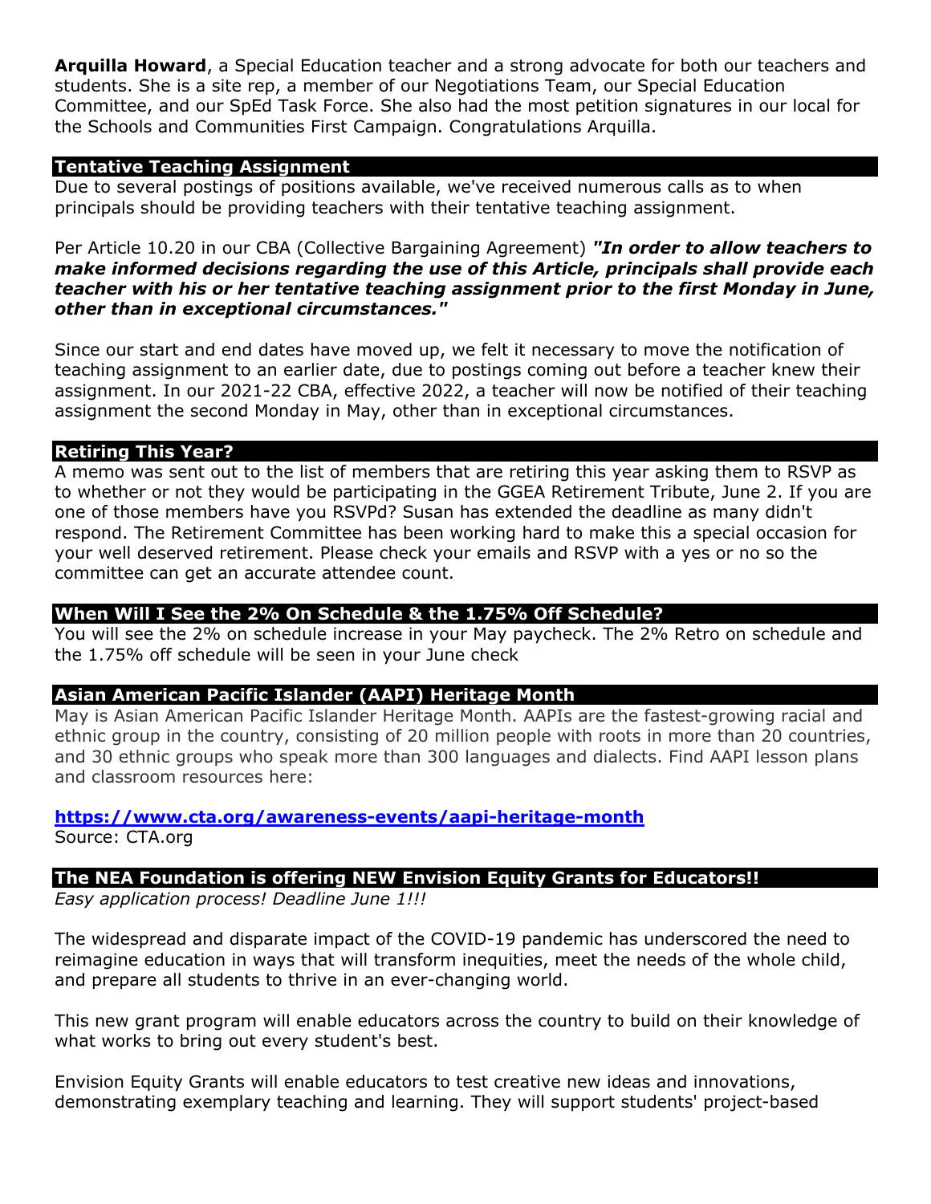**Arquilla Howard**, a Special Education teacher and a strong advocate for both our teachers and students. She is a site rep, a member of our Negotiations Team, our Special Education Committee, and our SpEd Task Force. She also had the most petition signatures in our local for the Schools and Communities First Campaign. Congratulations Arquilla.

## Tentative Teaching Assignment

Due to several postings of positions available, we've received numerous calls as to when principals should be providing teachers with their tentative teaching assignment.

Per Article 10.20 in our CBA (Collective Bargaining Agreement) ***"In order to allow teachers to make informed decisions regarding the use of this Article, principals shall provide each teacher with his or her tentative teaching assignment prior to the first Monday in June, other than in exceptional circumstances."***

Since our start and end dates have moved up, we felt it necessary to move the notification of teaching assignment to an earlier date, due to postings coming out before a teacher knew their assignment. In our 2021-22 CBA, effective 2022, a teacher will now be notified of their teaching assignment the second Monday in May, other than in exceptional circumstances.

## Retiring This Year?

A memo was sent out to the list of members that are retiring this year asking them to RSVP as to whether or not they would be participating in the GGEA Retirement Tribute, June 2. If you are one of those members have you RSVPd? Susan has extended the deadline as many didn't respond. The Retirement Committee has been working hard to make this a special occasion for your well deserved retirement. Please check your emails and RSVP with a yes or no so the committee can get an accurate attendee count.

## When Will I See the 2% On Schedule & the 1.75% Off Schedule?

You will see the 2% on schedule increase in your May paycheck. The 2% Retro on schedule and the 1.75% off schedule will be seen in your June check

## Asian American Pacific Islander (AAPI) Heritage Month

May is Asian American Pacific Islander Heritage Month. AAPIs are the fastest-growing racial and ethnic group in the country, consisting of 20 million people with roots in more than 20 countries, and 30 ethnic groups who speak more than 300 languages and dialects. Find AAPI lesson plans and classroom resources here:

**https://www.cta.org/awareness-events/aapi-heritage-month**
Source: CTA.org

## The NEA Foundation is offering NEW Envision Equity Grants for Educators!!

*Easy application process! Deadline June 1!!!*

The widespread and disparate impact of the COVID-19 pandemic has underscored the need to reimagine education in ways that will transform inequities, meet the needs of the whole child, and prepare all students to thrive in an ever-changing world.

This new grant program will enable educators across the country to build on their knowledge of what works to bring out every student's best.

Envision Equity Grants will enable educators to test creative new ideas and innovations, demonstrating exemplary teaching and learning. They will support students' project-based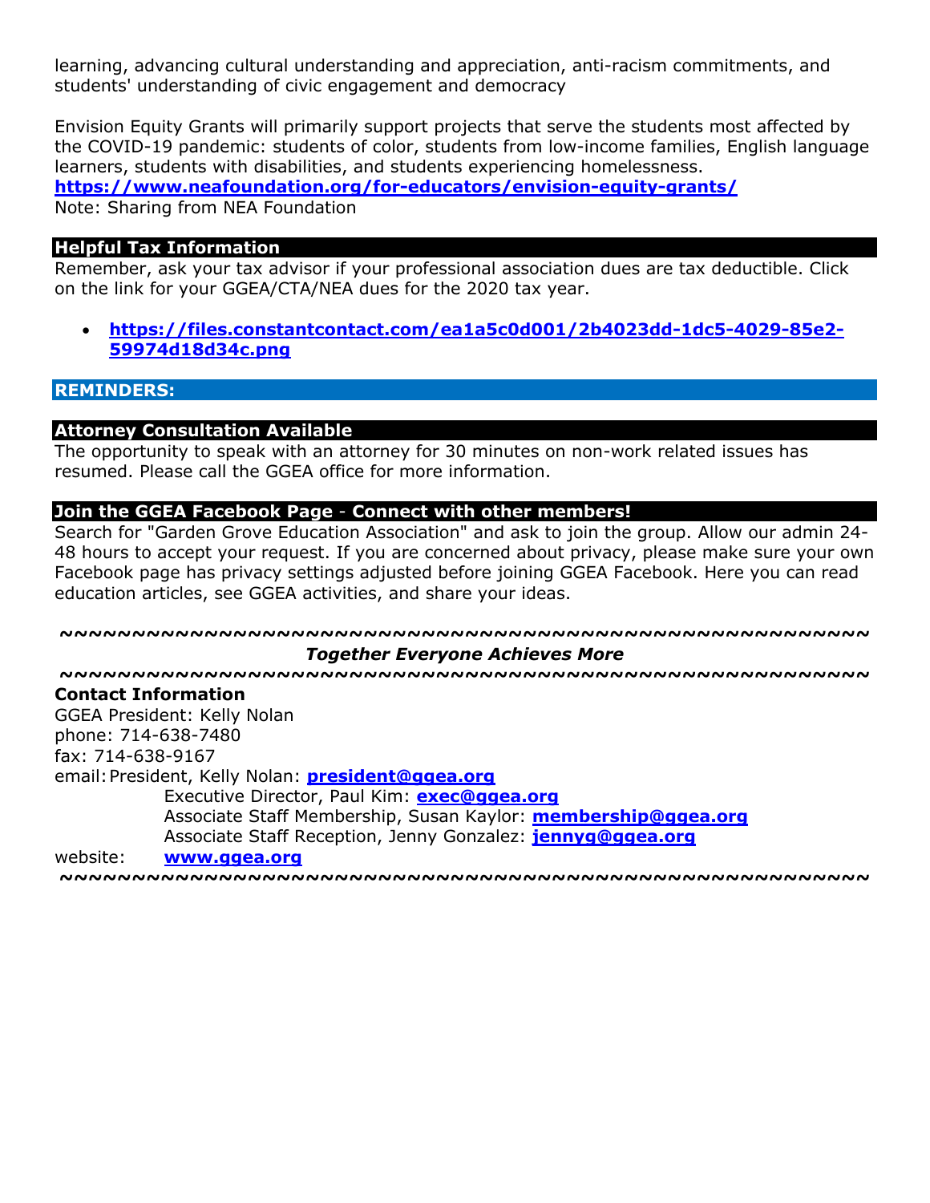learning, advancing cultural understanding and appreciation, anti-racism commitments, and students' understanding of civic engagement and democracy

Envision Equity Grants will primarily support projects that serve the students most affected by the COVID-19 pandemic: students of color, students from low-income families, English language learners, students with disabilities, and students experiencing homelessness.
**https://www.neafoundation.org/for-educators/envision-equity-grants/**
Note: Sharing from NEA Foundation

### Helpful Tax Information

Remember, ask your tax advisor if your professional association dues are tax deductible. Click on the link for your GGEA/CTA/NEA dues for the 2020 tax year.

- **https://files.constantcontact.com/ea1a5c0d001/2b4023dd-1dc5-4029-85e2-59974d18d34c.png**

## REMINDERS:

### Attorney Consultation Available

The opportunity to speak with an attorney for 30 minutes on non-work related issues has resumed. Please call the GGEA office for more information.

### Join the GGEA Facebook Page - Connect with other members!

Search for "Garden Grove Education Association" and ask to join the group. Allow our admin 24-48 hours to accept your request. If you are concerned about privacy, please make sure your own Facebook page has privacy settings adjusted before joining GGEA Facebook. Here you can read education articles, see GGEA activities, and share your ideas.

~~~~~~~~~~~~~~~~~~~~~~~~~~~~~~~~~~~~~~~~~~~~~~~~~~~~~~~~

***Together Everyone Achieves More***

~~~~~~~~~~~~~~~~~~~~~~~~~~~~~~~~~~~~~~~~~~~~~~~~~~~~~~~~

**Contact Information**
GGEA President: Kelly Nolan
phone: 714-638-7480
fax: 714-638-9167
email: President, Kelly Nolan: **president@ggea.org**
Executive Director, Paul Kim: **exec@ggea.org**
Associate Staff Membership, Susan Kaylor: **membership@ggea.org**
Associate Staff Reception, Jenny Gonzalez: **jennyg@ggea.org**
website: **www.ggea.org**

~~~~~~~~~~~~~~~~~~~~~~~~~~~~~~~~~~~~~~~~~~~~~~~~~~~~~~~~